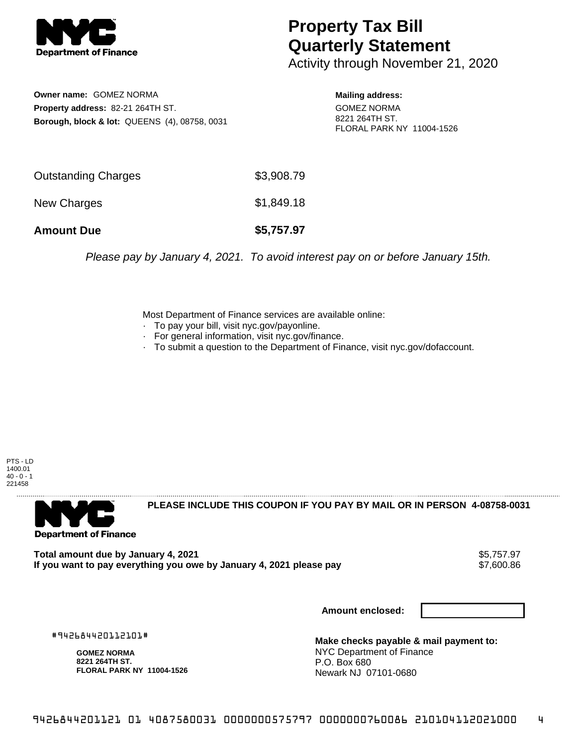# Property Tax Bill Quarterly Statement

Activity through November 21, 2020

**Owner name:** GOMEZ NORMA
**Property address:** 82-21 264TH ST.
**Borough, block & lot:** QUEENS (4), 08758, 0031

**Mailing address:**
GOMEZ NORMA
8221 264TH ST.
FLORAL PARK NY 11004-1526

| | |
|---|---|
| Outstanding Charges | $3,908.79 |
| New Charges | $1,849.18 |
| **Amount Due** | **$5,757.97** |

*Please pay by January 4, 2021. To avoid interest pay on or before January 15th.*

Most Department of Finance services are available online:
- To pay your bill, visit nyc.gov/payonline.
- For general information, visit nyc.gov/finance.
- To submit a question to the Department of Finance, visit nyc.gov/dofaccount.

PTS - LD
1400.01
40 - 0 - 1
221458

---

**PLEASE INCLUDE THIS COUPON IF YOU PAY BY MAIL OR IN PERSON 4-08758-0031**

| | |
|---|---|
| **Total amount due by January 4, 2021** | $5,757.97 |
| **If you want to pay everything you owe by January 4, 2021 please pay** | $7,600.86 |

**Amount enclosed:**

#942684420112101#

**GOMEZ NORMA**
**8221 264TH ST.**
**FLORAL PARK NY 11004-1526**

**Make checks payable & mail payment to:**
NYC Department of Finance
P.O. Box 680
Newark NJ 07101-0680

9426844201121 01 4087580031 0000000575797 0000000760086 210104112021000 4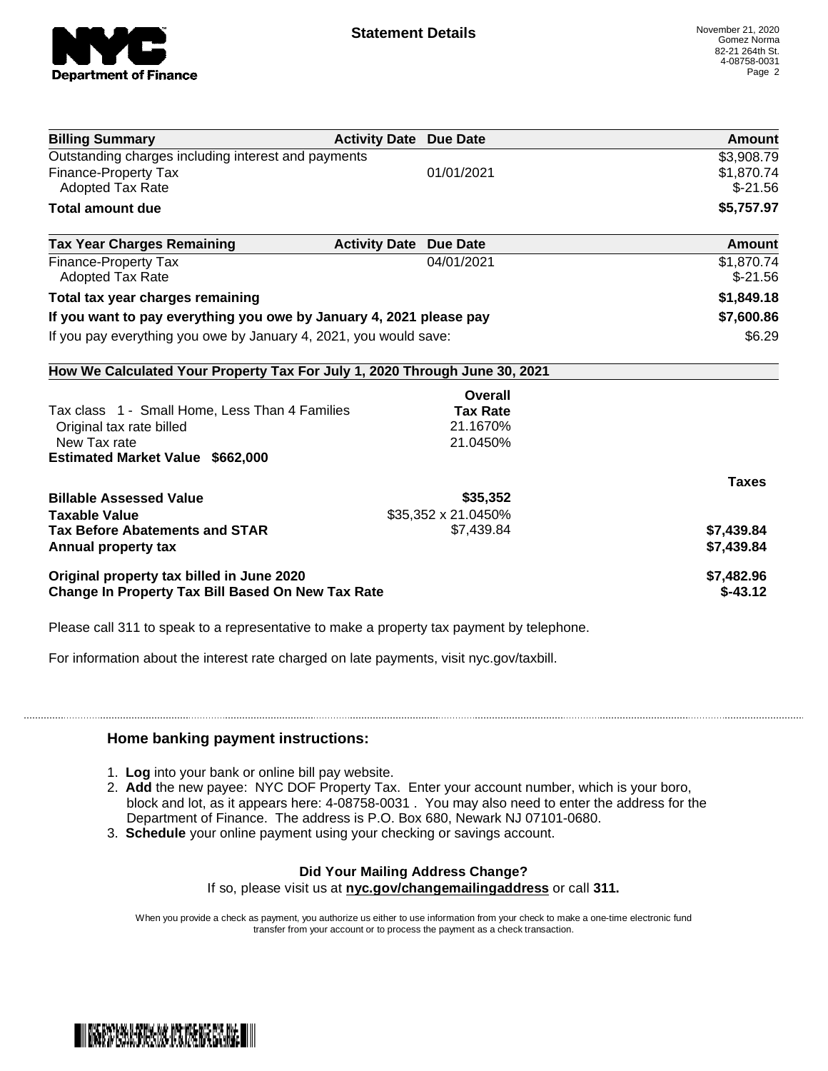**Statement Details**

November 21, 2020
Gomez Norma
82-21 264th St.
4-08758-0031

| Billing Summary | Activity Date | Due Date | Amount |
| --- | --- | --- | --- |
| Outstanding charges including interest and payments | | | $3,908.79 |
| Finance-Property Tax | | 01/01/2021 | $1,870.74 |
| Adopted Tax Rate | | | $-21.56 |
| **Total amount due** | | | **$5,757.97** |

| Tax Year Charges Remaining | Activity Date | Due Date | Amount |
| --- | --- | --- | --- |
| Finance-Property Tax | | 04/01/2021 | $1,870.74 |
| Adopted Tax Rate | | | $-21.56 |
| **Total tax year charges remaining** | | | **$1,849.18** |
| **If you want to pay everything you owe by January 4, 2021 please pay** | | | **$7,600.86** |
| If you pay everything you owe by January 4, 2021, you would save: | | | $6.29 |

**How We Calculated Your Property Tax For July 1, 2020 Through June 30, 2021**

| | Overall Tax Rate | |
| --- | --- | --- |
| Tax class 1 - Small Home, Less Than 4 Families | | |
| Original tax rate billed | 21.1670% | |
| New Tax rate | 21.0450% | |
| **Estimated Market Value $662,000** | | |
| | | **Taxes** |
| **Billable Assessed Value** | **$35,352** | |
| **Taxable Value** | $35,352 x 21.0450% | |
| **Tax Before Abatements and STAR** | $7,439.84 | **$7,439.84** |
| **Annual property tax** | | **$7,439.84** |
| **Original property tax billed in June 2020** | | **$7,482.96** |
| **Change In Property Tax Bill Based On New Tax Rate** | | **$-43.12** |

Please call 311 to speak to a representative to make a property tax payment by telephone.

For information about the interest rate charged on late payments, visit nyc.gov/taxbill.

### Home banking payment instructions:

1. **Log** into your bank or online bill pay website.
2. **Add** the new payee: NYC DOF Property Tax. Enter your account number, which is your boro, block and lot, as it appears here: 4-08758-0031 . You may also need to enter the address for the Department of Finance. The address is P.O. Box 680, Newark NJ 07101-0680.
3. **Schedule** your online payment using your checking or savings account.

**Did Your Mailing Address Change?**
If so, please visit us at **nyc.gov/changemailingaddress** or call **311.**

When you provide a check as payment, you authorize us either to use information from your check to make a one-time electronic fund transfer from your account or to process the payment as a check transaction.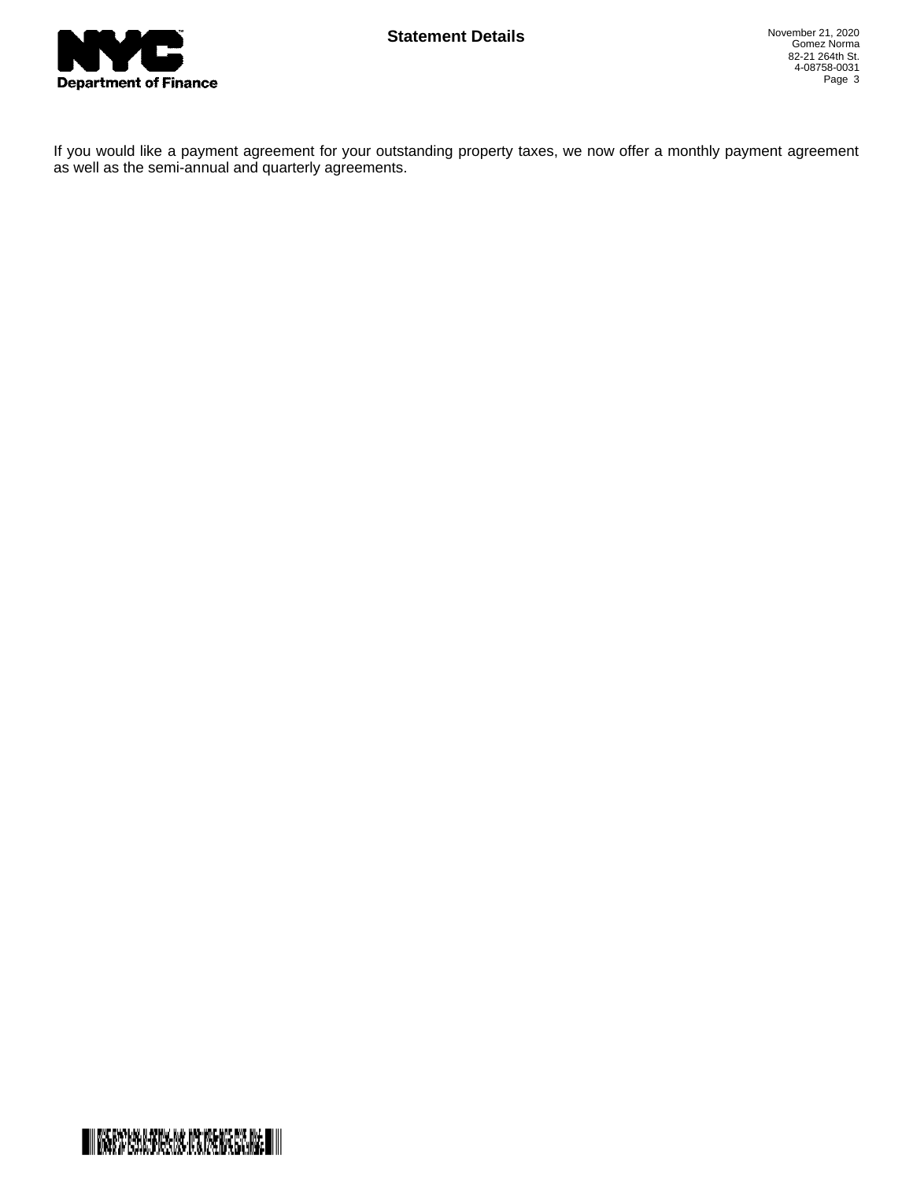If you would like a payment agreement for your outstanding property taxes, we now offer a monthly payment agreement as well as the semi-annual and quarterly agreements.